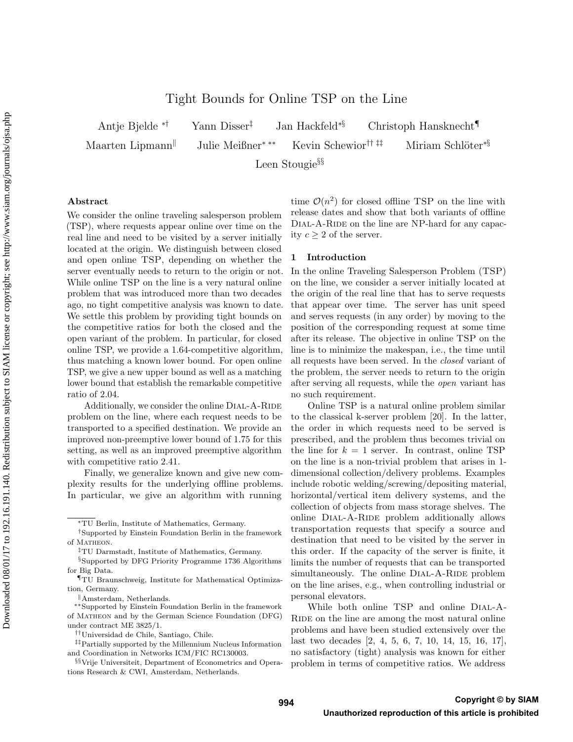# Tight Bounds for Online TSP on the Line

Antje Bjelde [*†] Yann Disser [‡] Jan Hackfeld [*§] Christoph Hansknecht [¶]
Maarten Lipmann [‖] Julie Meißner [* **] Kevin Schewior [†† ‡‡] Miriam Schlöter [*§]
Leen Stougie [§§]

## Abstract

We consider the online traveling salesperson problem (TSP), where requests appear online over time on the real line and need to be visited by a server initially located at the origin. We distinguish between closed and open online TSP, depending on whether the server eventually needs to return to the origin or not. While online TSP on the line is a very natural online problem that was introduced more than two decades ago, no tight competitive analysis was known to date. We settle this problem by providing tight bounds on the competitive ratios for both the closed and the open variant of the problem. In particular, for closed online TSP, we provide a 1.64-competitive algorithm, thus matching a known lower bound. For open online TSP, we give a new upper bound as well as a matching lower bound that establish the remarkable competitive ratio of 2.04.

Additionally, we consider the online Dial-A-Ride problem on the line, where each request needs to be transported to a specified destination. We provide an improved non-preemptive lower bound of 1.75 for this setting, as well as an improved preemptive algorithm with competitive ratio 2.41.

Finally, we generalize known and give new complexity results for the underlying offline problems. In particular, we give an algorithm with running time $\mathcal{O}(n^2)$ for closed offline TSP on the line with release dates and show that both variants of offline Dial-A-Ride on the line are NP-hard for any capacity $c \geq 2$ of the server.

## 1 Introduction

In the online Traveling Salesperson Problem (TSP) on the line, we consider a server initially located at the origin of the real line that has to serve requests that appear over time. The server has unit speed and serves requests (in any order) by moving to the position of the corresponding request at some time after its release. The objective in online TSP on the line is to minimize the makespan, i.e., the time until all requests have been served. In the *closed* variant of the problem, the server needs to return to the origin after serving all requests, while the *open* variant has no such requirement.

Online TSP is a natural online problem similar to the classical k-server problem [20]. In the latter, the order in which requests need to be served is prescribed, and the problem thus becomes trivial on the line for $k = 1$ server. In contrast, online TSP on the line is a non-trivial problem that arises in 1-dimensional collection/delivery problems. Examples include robotic welding/screwing/depositing material, horizontal/vertical item delivery systems, and the collection of objects from mass storage shelves. The online Dial-A-Ride problem additionally allows transportation requests that specify a source and destination that need to be visited by the server in this order. If the capacity of the server is finite, it limits the number of requests that can be transported simultaneously. The online Dial-A-Ride problem on the line arises, e.g., when controlling industrial or personal elevators.

While both online TSP and online Dial-A-Ride on the line are among the most natural online problems and have been studied extensively over the last two decades [2, 4, 5, 6, 7, 10, 14, 15, 16, 17], no satisfactory (tight) analysis was known for either problem in terms of competitive ratios. We address

---

*TU Berlin, Institute of Mathematics, Germany.

†Supported by Einstein Foundation Berlin in the framework of Matheon.

‡TU Darmstadt, Institute of Mathematics, Germany.

§Supported by DFG Priority Programme 1736 Algorithms for Big Data.

¶TU Braunschweig, Institute for Mathematical Optimization, Germany.

‖Amsterdam, Netherlands.

**Supported by Einstein Foundation Berlin in the framework of Matheon and by the German Science Foundation (DFG) under contract ME 3825/1.

††Universidad de Chile, Santiago, Chile.

‡‡Partially supported by the Millennium Nucleus Information and Coordination in Networks ICM/FIC RC130003.

§§Vrije Universiteit, Department of Econometrics and Operations Research & CWI, Amsterdam, Netherlands.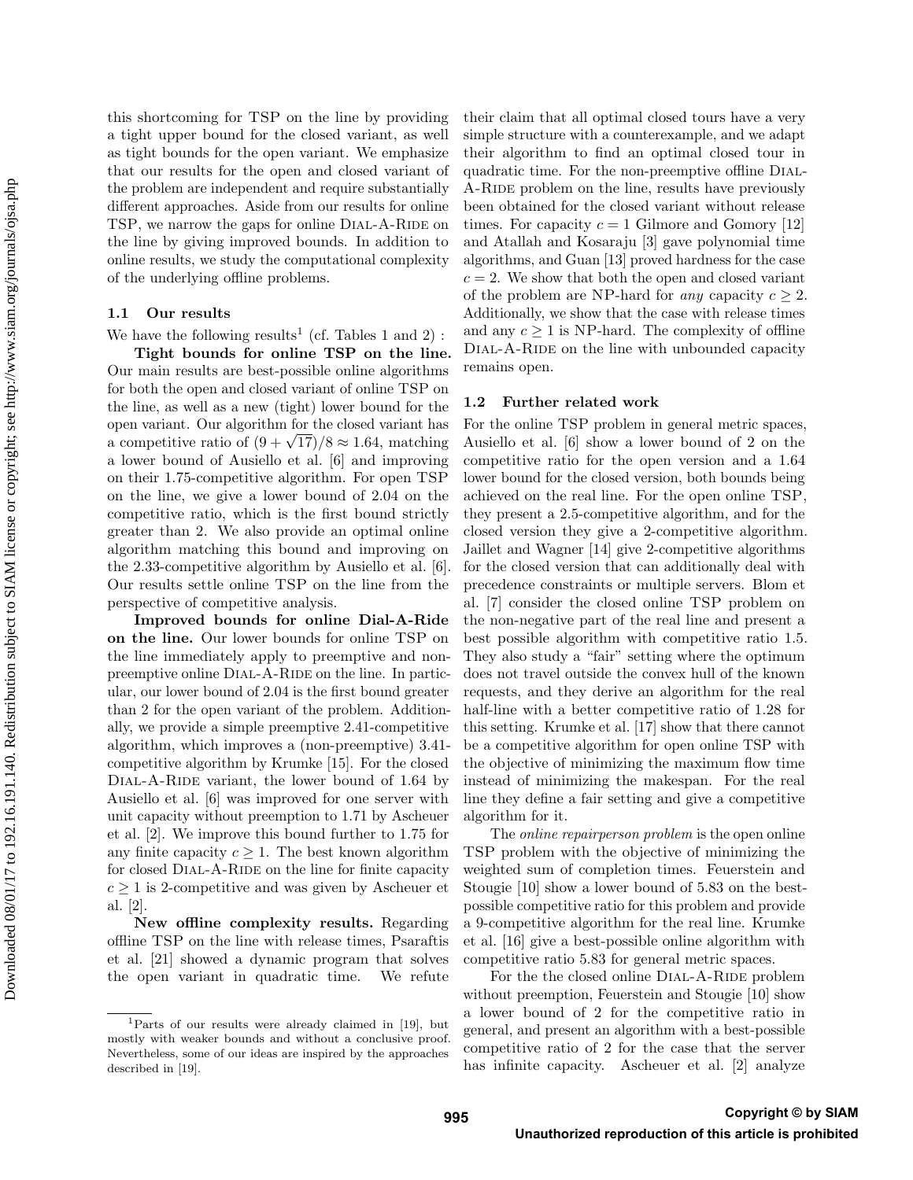this shortcoming for TSP on the line by providing a tight upper bound for the closed variant, as well as tight bounds for the open variant. We emphasize that our results for the open and closed variant of the problem are independent and require substantially different approaches. Aside from our results for online TSP, we narrow the gaps for online Dial-A-Ride on the line by giving improved bounds. In addition to online results, we study the computational complexity of the underlying offline problems.

### 1.1 Our results

We have the following results[1] (cf. Tables 1 and 2) :

**Tight bounds for online TSP on the line.** Our main results are best-possible online algorithms for both the open and closed variant of online TSP on the line, as well as a new (tight) lower bound for the open variant. Our algorithm for the closed variant has a competitive ratio of $(9 + \sqrt{17})/8 \approx 1.64$, matching a lower bound of Ausiello et al. [6] and improving on their 1.75-competitive algorithm. For open TSP on the line, we give a lower bound of 2.04 on the competitive ratio, which is the first bound strictly greater than 2. We also provide an optimal online algorithm matching this bound and improving on the 2.33-competitive algorithm by Ausiello et al. [6]. Our results settle online TSP on the line from the perspective of competitive analysis.

**Improved bounds for online Dial-A-Ride on the line.** Our lower bounds for online TSP on the line immediately apply to preemptive and non-preemptive online Dial-A-Ride on the line. In particular, our lower bound of 2.04 is the first bound greater than 2 for the open variant of the problem. Additionally, we provide a simple preemptive 2.41-competitive algorithm, which improves a (non-preemptive) 3.41-competitive algorithm by Krumke [15]. For the closed Dial-A-Ride variant, the lower bound of 1.64 by Ausiello et al. [6] was improved for one server with unit capacity without preemption to 1.71 by Ascheuer et al. [2]. We improve this bound further to 1.75 for any finite capacity $c \geq 1$. The best known algorithm for closed Dial-A-Ride on the line for finite capacity $c \geq 1$ is 2-competitive and was given by Ascheuer et al. [2].

**New offline complexity results.** Regarding offline TSP on the line with release times, Psaraftis et al. [21] showed a dynamic program that solves the open variant in quadratic time. We refute their claim that all optimal closed tours have a very simple structure with a counterexample, and we adapt their algorithm to find an optimal closed tour in quadratic time. For the non-preemptive offline Dial-A-Ride problem on the line, results have previously been obtained for the closed variant without release times. For capacity $c = 1$ Gilmore and Gomory [12] and Atallah and Kosaraju [3] gave polynomial time algorithms, and Guan [13] proved hardness for the case $c = 2$. We show that both the open and closed variant of the problem are NP-hard for *any* capacity $c \geq 2$. Additionally, we show that the case with release times and any $c \geq 1$ is NP-hard. The complexity of offline Dial-A-Ride on the line with unbounded capacity remains open.

### 1.2 Further related work

For the online TSP problem in general metric spaces, Ausiello et al. [6] show a lower bound of 2 on the competitive ratio for the open version and a 1.64 lower bound for the closed version, both bounds being achieved on the real line. For the open online TSP, they present a 2.5-competitive algorithm, and for the closed version they give a 2-competitive algorithm. Jaillet and Wagner [14] give 2-competitive algorithms for the closed version that can additionally deal with precedence constraints or multiple servers. Blom et al. [7] consider the closed online TSP problem on the non-negative part of the real line and present a best possible algorithm with competitive ratio 1.5. They also study a "fair" setting where the optimum does not travel outside the convex hull of the known requests, and they derive an algorithm for the real half-line with a better competitive ratio of 1.28 for this setting. Krumke et al. [17] show that there cannot be a competitive algorithm for open online TSP with the objective of minimizing the maximum flow time instead of minimizing the makespan. For the real line they define a fair setting and give a competitive algorithm for it.

The *online repairperson problem* is the open online TSP problem with the objective of minimizing the weighted sum of completion times. Feuerstein and Stougie [10] show a lower bound of 5.83 on the best-possible competitive ratio for this problem and provide a 9-competitive algorithm for the real line. Krumke et al. [16] give a best-possible online algorithm with competitive ratio 5.83 for general metric spaces.

For the the closed online Dial-A-Ride problem without preemption, Feuerstein and Stougie [10] show a lower bound of 2 for the competitive ratio in general, and present an algorithm with a best-possible competitive ratio of 2 for the case that the server has infinite capacity. Ascheuer et al. [2] analyze

[1] Parts of our results were already claimed in [19], but mostly with weaker bounds and without a conclusive proof. Nevertheless, some of our ideas are inspired by the approaches described in [19].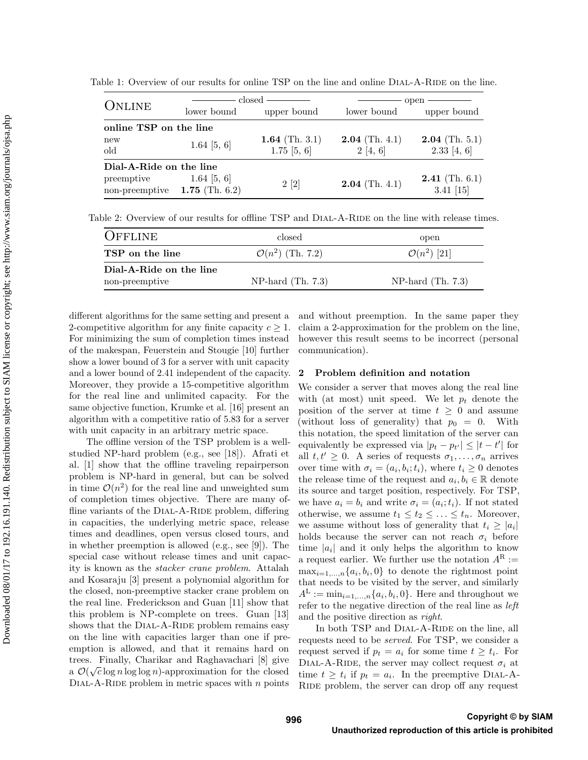Table 1: Overview of our results for online TSP on the line and online Dial-A-Ride on the line.

| Online | closed | | open | |
|---|---|---|---|---|
| | lower bound | upper bound | lower bound | upper bound |
| **online TSP on the line** | | | | |
| new | 1.64 [5, 6] | **1.64** (Th. 3.1) | **2.04** (Th. 4.1) | **2.04** (Th. 5.1) |
| old | | 1.75 [5, 6] | 2 [4, 6] | 2.33 [4, 6] |
| **Dial-A-Ride on the line** | | | | |
| preemptive | 1.64 [5, 6] | 2 [2] | **2.04** (Th. 4.1) | **2.41** (Th. 6.1) |
| non-preemptive | **1.75** (Th. 6.2) | | | 3.41 [15] |

Table 2: Overview of our results for offline TSP and Dial-A-Ride on the line with release times.

| Offline | closed | open |
|---|---|---|
| **TSP on the line** | $\mathcal{O}(n^2)$ (Th. 7.2) | $\mathcal{O}(n^2)$ [21] |
| **Dial-A-Ride on the line** | | |
| non-preemptive | NP-hard (Th. 7.3) | NP-hard (Th. 7.3) |

different algorithms for the same setting and present a 2-competitive algorithm for any finite capacity $c \geq 1$. For minimizing the sum of completion times instead of the makespan, Feuerstein and Stougie [10] further show a lower bound of 3 for a server with unit capacity and a lower bound of 2.41 independent of the capacity. Moreover, they provide a 15-competitive algorithm for the real line and unlimited capacity. For the same objective function, Krumke et al. [16] present an algorithm with a competitive ratio of 5.83 for a server with unit capacity in an arbitrary metric space.

The offline version of the TSP problem is a well-studied NP-hard problem (e.g., see [18]). Afrati et al. [1] show that the offline traveling repairperson problem is NP-hard in general, but can be solved in time $\mathcal{O}(n^2)$ for the real line and unweighted sum of completion times objective. There are many offline variants of the Dial-A-Ride problem, differing in capacities, the underlying metric space, release times and deadlines, open versus closed tours, and in whether preemption is allowed (e.g., see [9]). The special case without release times and unit capacity is known as the *stacker crane problem*. Attalah and Kosaraju [3] present a polynomial algorithm for the closed, non-preemptive stacker crane problem on the real line. Frederickson and Guan [11] show that this problem is NP-complete on trees. Guan [13] shows that the Dial-A-Ride problem remains easy on the line with capacities larger than one if preemption is allowed, and that it remains hard on trees. Finally, Charikar and Raghavachari [8] give a $\mathcal{O}(\sqrt{c}\log n \log\log n)$-approximation for the closed Dial-A-Ride problem in metric spaces with $n$ points and without preemption. In the same paper they claim a 2-approximation for the problem on the line, however this result seems to be incorrect (personal communication).

## 2 Problem definition and notation

We consider a server that moves along the real line with (at most) unit speed. We let $p_t$ denote the position of the server at time $t \geq 0$ and assume (without loss of generality) that $p_0 = 0$. With this notation, the speed limitation of the server can equivalently be expressed via $|p_t - p_{t'}| \leq |t - t'|$ for all $t, t' \geq 0$. A series of requests $\sigma_1, \ldots, \sigma_n$ arrives over time with $\sigma_i = (a_i, b_i; t_i)$, where $t_i \geq 0$ denotes the release time of the request and $a_i, b_i \in \mathbb{R}$ denote its source and target position, respectively. For TSP, we have $a_i = b_i$ and write $\sigma_i = (a_i; t_i)$. If not stated otherwise, we assume $t_1 \leq t_2 \leq \ldots \leq t_n$. Moreover, we assume without loss of generality that $t_i \geq |a_i|$ holds because the server can not reach $\sigma_i$ before time $|a_i|$ and it only helps the algorithm to know a request earlier. We further use the notation $A^{\mathrm{R}} := \max_{i=1,\ldots,n}\{a_i, b_i, 0\}$ to denote the rightmost point that needs to be visited by the server, and similarly $A^{\mathrm{L}} := \min_{i=1,\ldots,n}\{a_i, b_i, 0\}$. Here and throughout we refer to the negative direction of the real line as *left* and the positive direction as *right*.

In both TSP and Dial-A-Ride on the line, all requests need to be *served*. For TSP, we consider a request served if $p_t = a_i$ for some time $t \geq t_i$. For Dial-A-Ride, the server may collect request $\sigma_i$ at time $t \geq t_i$ if $p_t = a_i$. In the preemptive Dial-A-Ride problem, the server can drop off any request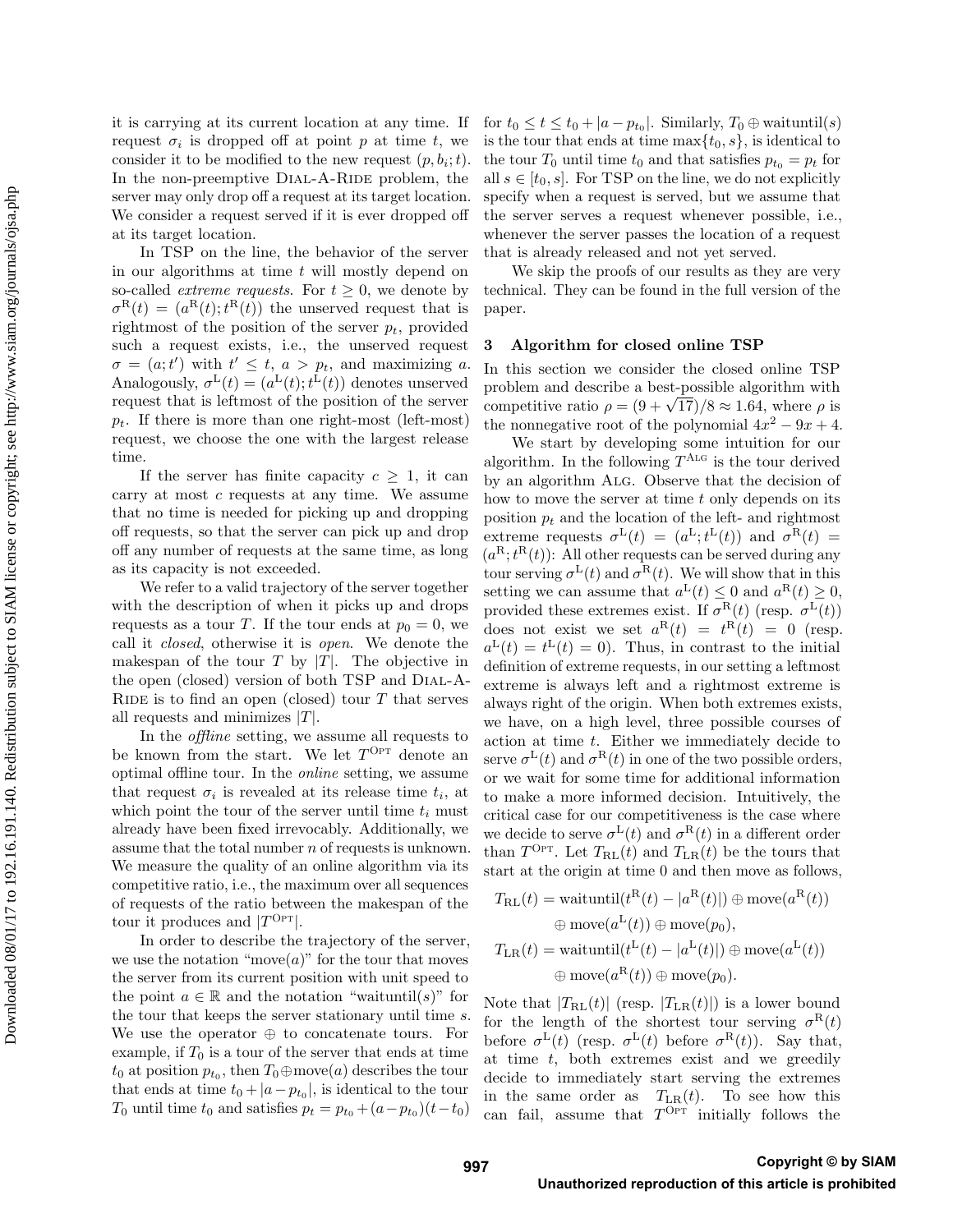it is carrying at its current location at any time. If request $\sigma_i$ is dropped off at point $p$ at time $t$, we consider it to be modified to the new request $(p, b_i; t)$. In the non-preemptive DIAL-A-RIDE problem, the server may only drop off a request at its target location. We consider a request served if it is ever dropped off at its target location.

In TSP on the line, the behavior of the server in our algorithms at time $t$ will mostly depend on so-called *extreme requests*. For $t \geq 0$, we denote by $\sigma^{\mathrm{R}}(t) = (a^{\mathrm{R}}(t); t^{\mathrm{R}}(t))$ the unserved request that is rightmost of the position of the server $p_t$, provided such a request exists, i.e., the unserved request $\sigma = (a; t')$ with $t' \leq t$, $a > p_t$, and maximizing $a$. Analogously, $\sigma^{\mathrm{L}}(t) = (a^{\mathrm{L}}(t); t^{\mathrm{L}}(t))$ denotes unserved request that is leftmost of the position of the server $p_t$. If there is more than one right-most (left-most) request, we choose the one with the largest release time.

If the server has finite capacity $c \geq 1$, it can carry at most $c$ requests at any time. We assume that no time is needed for picking up and dropping off requests, so that the server can pick up and drop off any number of requests at the same time, as long as its capacity is not exceeded.

We refer to a valid trajectory of the server together with the description of when it picks up and drops requests as a tour $T$. If the tour ends at $p_0 = 0$, we call it *closed*, otherwise it is *open*. We denote the makespan of the tour $T$ by $|T|$. The objective in the open (closed) version of both TSP and DIAL-A-RIDE is to find an open (closed) tour $T$ that serves all requests and minimizes $|T|$.

In the *offline* setting, we assume all requests to be known from the start. We let $T^{\mathrm{OPT}}$ denote an optimal offline tour. In the *online* setting, we assume that request $\sigma_i$ is revealed at its release time $t_i$, at which point the tour of the server until time $t_i$ must already have been fixed irrevocably. Additionally, we assume that the total number $n$ of requests is unknown. We measure the quality of an online algorithm via its competitive ratio, i.e., the maximum over all sequences of requests of the ratio between the makespan of the tour it produces and $|T^{\mathrm{OPT}}|$.

In order to describe the trajectory of the server, we use the notation "move$(a)$" for the tour that moves the server from its current position with unit speed to the point $a \in \mathbb{R}$ and the notation "waituntil$(s)$" for the tour that keeps the server stationary until time $s$. We use the operator $\oplus$ to concatenate tours. For example, if $T_0$ is a tour of the server that ends at time $t_0$ at position $p_{t_0}$, then $T_0 \oplus \text{move}(a)$ describes the tour that ends at time $t_0 + |a - p_{t_0}|$, is identical to the tour $T_0$ until time $t_0$ and satisfies $p_t = p_{t_0} + (a - p_{t_0})(t - t_0)$ for $t_0 \leq t \leq t_0 + |a - p_{t_0}|$. Similarly, $T_0 \oplus \text{waituntil}(s)$ is the tour that ends at time $\max\{t_0, s\}$, is identical to the tour $T_0$ until time $t_0$ and that satisfies $p_{t_0} = p_t$ for all $s \in [t_0, s]$. For TSP on the line, we do not explicitly specify when a request is served, but we assume that the server serves a request whenever possible, i.e., whenever the server passes the location of a request that is already released and not yet served.

We skip the proofs of our results as they are very technical. They can be found in the full version of the paper.

## 3 Algorithm for closed online TSP

In this section we consider the closed online TSP problem and describe a best-possible algorithm with competitive ratio $\rho = (9 + \sqrt{17})/8 \approx 1.64$, where $\rho$ is the nonnegative root of the polynomial $4x^2 - 9x + 4$.

We start by developing some intuition for our algorithm. In the following $T^{\mathrm{ALG}}$ is the tour derived by an algorithm ALG. Observe that the decision of how to move the server at time $t$ only depends on its position $p_t$ and the location of the left- and rightmost extreme requests $\sigma^{\mathrm{L}}(t) = (a^{\mathrm{L}}; t^{\mathrm{L}}(t))$ and $\sigma^{\mathrm{R}}(t) = (a^{\mathrm{R}}; t^{\mathrm{R}}(t))$: All other requests can be served during any tour serving $\sigma^{\mathrm{L}}(t)$ and $\sigma^{\mathrm{R}}(t)$. We will show that in this setting we can assume that $a^{\mathrm{L}}(t) \leq 0$ and $a^{\mathrm{R}}(t) \geq 0$, provided these extremes exist. If $\sigma^{\mathrm{R}}(t)$ (resp. $\sigma^{\mathrm{L}}(t)$) does not exist we set $a^{\mathrm{R}}(t) = t^{\mathrm{R}}(t) = 0$ (resp. $a^{\mathrm{L}}(t) = t^{\mathrm{L}}(t) = 0$). Thus, in contrast to the initial definition of extreme requests, in our setting a leftmost extreme is always left and a rightmost extreme is always right of the origin. When both extremes exists, we have, on a high level, three possible courses of action at time $t$. Either we immediately decide to serve $\sigma^{\mathrm{L}}(t)$ and $\sigma^{\mathrm{R}}(t)$ in one of the two possible orders, or we wait for some time for additional information to make a more informed decision. Intuitively, the critical case for our competitiveness is the case where we decide to serve $\sigma^{\mathrm{L}}(t)$ and $\sigma^{\mathrm{R}}(t)$ in a different order than $T^{\mathrm{OPT}}$. Let $T_{\mathrm{RL}}(t)$ and $T_{\mathrm{LR}}(t)$ be the tours that start at the origin at time 0 and then move as follows,

$$
\begin{aligned}
T_{\mathrm{RL}}(t) &= \text{waituntil}(t^{\mathrm{R}}(t) - |a^{\mathrm{R}}(t)|) \oplus \text{move}(a^{\mathrm{R}}(t)) \\
&\quad \oplus \text{move}(a^{\mathrm{L}}(t)) \oplus \text{move}(p_0), \\
T_{\mathrm{LR}}(t) &= \text{waituntil}(t^{\mathrm{L}}(t) - |a^{\mathrm{L}}(t)|) \oplus \text{move}(a^{\mathrm{L}}(t)) \\
&\quad \oplus \text{move}(a^{\mathrm{R}}(t)) \oplus \text{move}(p_0).
\end{aligned}
$$

Note that $|T_{\mathrm{RL}}(t)|$ (resp. $|T_{\mathrm{LR}}(t)|$) is a lower bound for the length of the shortest tour serving $\sigma^{\mathrm{R}}(t)$ before $\sigma^{\mathrm{L}}(t)$ (resp. $\sigma^{\mathrm{L}}(t)$ before $\sigma^{\mathrm{R}}(t)$). Say that, at time $t$, both extremes exist and we greedily decide to immediately start serving the extremes in the same order as $T_{\mathrm{LR}}(t)$. To see how this can fail, assume that $T^{\mathrm{OPT}}$ initially follows the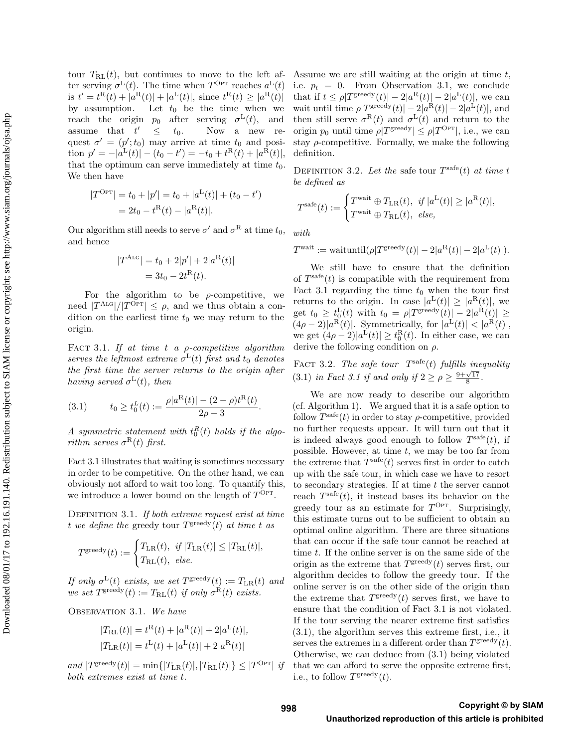tour $T_{\mathrm{RL}}(t)$, but continues to move to the left after serving $\sigma^{\mathrm{L}}(t)$. The time when $T^{\mathrm{OPT}}$ reaches $a^{\mathrm{L}}(t)$ is $t' = t^{\mathrm{R}}(t) + |a^{\mathrm{R}}(t)| + |a^{\mathrm{L}}(t)|$, since $t^{\mathrm{R}}(t) \geq |a^{\mathrm{R}}(t)|$ by assumption. Let $t_0$ be the time when we reach the origin $p_0$ after serving $\sigma^{\mathrm{L}}(t)$, and assume that $t' \leq t_0$. Now a new request $\sigma' = (p'; t_0)$ may arrive at time $t_0$ and position $p' = -|a^{\mathrm{L}}(t)| - (t_0 - t') = -t_0 + t^{\mathrm{R}}(t) + |a^{\mathrm{R}}(t)|$, that the optimum can serve immediately at time $t_0$. We then have

$$|T^{\mathrm{OPT}}| = t_0 + |p'| = t_0 + |a^{\mathrm{L}}(t)| + (t_0 - t') = 2t_0 - t^{\mathrm{R}}(t) - |a^{\mathrm{R}}(t)|.$$

Our algorithm still needs to serve $\sigma'$ and $\sigma^{\mathrm{R}}$ at time $t_0$, and hence

$$|T^{\mathrm{ALG}}| = t_0 + 2|p'| + 2|a^{\mathrm{R}}(t)| = 3t_0 - 2t^{\mathrm{R}}(t).$$

For the algorithm to be $\rho$-competitive, we need $|T^{\mathrm{ALG}}|/|T^{\mathrm{OPT}}| \leq \rho$, and we thus obtain a condition on the earliest time $t_0$ we may return to the origin.

Fact 3.1. *If at time $t$ a $\rho$-competitive algorithm serves the leftmost extreme $\sigma^{\mathrm{L}}(t)$ first and $t_0$ denotes the first time the server returns to the origin after having served $\sigma^{\mathrm{L}}(t)$, then*

$$t_0 \geq t_0^L(t) := \frac{\rho|a^{\mathrm{R}}(t)| - (2-\rho)t^{\mathrm{R}}(t)}{2\rho - 3}. \tag{3.1}$$

*A symmetric statement with $t_0^R(t)$ holds if the algorithm serves $\sigma^{\mathrm{R}}(t)$ first.*

Fact 3.1 illustrates that waiting is sometimes necessary in order to be competitive. On the other hand, we can obviously not afford to wait too long. To quantify this, we introduce a lower bound on the length of $T^{\mathrm{OPT}}$.

Definition 3.1. *If both extreme request exist at time $t$ we define the* greedy tour *$T^{\mathrm{greedy}}(t)$ at time $t$ as*

$$T^{\mathrm{greedy}}(t) := \begin{cases} T_{\mathrm{LR}}(t), & \text{if } |T_{\mathrm{LR}}(t)| \leq |T_{\mathrm{RL}}(t)|, \\ T_{\mathrm{RL}}(t), & \text{else.} \end{cases}$$

*If only $\sigma^{\mathrm{L}}(t)$ exists, we set $T^{\mathrm{greedy}}(t) := T_{\mathrm{LR}}(t)$ and we set $T^{\mathrm{greedy}}(t) := T_{\mathrm{RL}}(t)$ if only $\sigma^{\mathrm{R}}(t)$ exists.*

Observation 3.1. *We have*

$$|T_{\mathrm{RL}}(t)| = t^{\mathrm{R}}(t) + |a^{\mathrm{R}}(t)| + 2|a^{\mathrm{L}}(t)|,$$
$$|T_{\mathrm{LR}}(t)| = t^{\mathrm{L}}(t) + |a^{\mathrm{L}}(t)| + 2|a^{\mathrm{R}}(t)|$$

*and $|T^{\mathrm{greedy}}(t)| = \min\{|T_{\mathrm{LR}}(t)|, |T_{\mathrm{RL}}(t)|\} \leq |T^{\mathrm{OPT}}|$ if both extremes exist at time $t$.*

Assume we are still waiting at the origin at time $t$, i.e. $p_t = 0$. From Observation 3.1, we conclude that if $t \leq \rho|T^{\mathrm{greedy}}(t)| - 2|a^{\mathrm{R}}(t)| - 2|a^{\mathrm{L}}(t)|$, we can wait until time $\rho|T^{\mathrm{greedy}}(t)| - 2|a^{\mathrm{R}}(t)| - 2|a^{\mathrm{L}}(t)|$, and then still serve $\sigma^{\mathrm{R}}(t)$ and $\sigma^{\mathrm{L}}(t)$ and return to the origin $p_0$ until time $\rho|T^{\mathrm{greedy}}| \leq \rho|T^{\mathrm{OPT}}|$, i.e., we can stay $\rho$-competitive. Formally, we make the following definition.

Definition 3.2. *Let the* safe tour *$T^{\mathrm{safe}}(t)$ at time $t$ be defined as*

$$T^{\mathrm{safe}}(t) := \begin{cases} T^{\mathrm{wait}} \oplus T_{\mathrm{LR}}(t), & \text{if } |a^{\mathrm{L}}(t)| \geq |a^{\mathrm{R}}(t)|, \\ T^{\mathrm{wait}} \oplus T_{\mathrm{RL}}(t), & \text{else,} \end{cases}$$

*with*

$$T^{\mathrm{wait}} := \mathrm{waituntil}(\rho|T^{\mathrm{greedy}}(t)| - 2|a^{\mathrm{R}}(t)| - 2|a^{\mathrm{L}}(t)|).$$

We still have to ensure that the definition of $T^{\mathrm{safe}}(t)$ is compatible with the requirement from Fact 3.1 regarding the time $t_0$ when the tour first returns to the origin. In case $|a^{\mathrm{L}}(t)| \geq |a^{\mathrm{R}}(t)|$, we get $t_0 \geq t_0^{\mathrm{L}}(t)$ with $t_0 = \rho|T^{\mathrm{greedy}}(t)| - 2|a^{\mathrm{R}}(t)| \geq (4\rho - 2)|a^{\mathrm{R}}(t)|$. Symmetrically, for $|a^{\mathrm{L}}(t)| < |a^{\mathrm{R}}(t)|$, we get $(4\rho - 2)|a^{\mathrm{L}}(t)| \geq t_0^{\mathrm{R}}(t)$. In either case, we can derive the following condition on $\rho$.

Fact 3.2. *The safe tour $T^{\mathrm{safe}}(t)$ fulfills inequality (3.1) in Fact 3.1 if and only if $2 \geq \rho \geq \frac{9+\sqrt{17}}{8}$.*

We are now ready to describe our algorithm (cf. Algorithm 1). We argued that it is a safe option to follow $T^{\mathrm{safe}}(t)$ in order to stay $\rho$-competitive, provided no further requests appear. It will turn out that it is indeed always good enough to follow $T^{\mathrm{safe}}(t)$, if possible. However, at time $t$, we may be too far from the extreme that $T^{\mathrm{safe}}(t)$ serves first in order to catch up with the safe tour, in which case we have to resort to secondary strategies. If at time $t$ the server cannot reach $T^{\mathrm{safe}}(t)$, it instead bases its behavior on the greedy tour as an estimate for $T^{\mathrm{OPT}}$. Surprisingly, this estimate turns out to be sufficient to obtain an optimal online algorithm. There are three situations that can occur if the safe tour cannot be reached at time $t$. If the online server is on the same side of the origin as the extreme that $T^{\mathrm{greedy}}(t)$ serves first, our algorithm decides to follow the greedy tour. If the online server is on the other side of the origin than the extreme that $T^{\mathrm{greedy}}(t)$ serves first, we have to ensure that the condition of Fact 3.1 is not violated. If the tour serving the nearer extreme first satisfies (3.1), the algorithm serves this extreme first, i.e., it serves the extremes in a different order than $T^{\mathrm{greedy}}(t)$. Otherwise, we can deduce from (3.1) being violated that we can afford to serve the opposite extreme first, i.e., to follow $T^{\mathrm{greedy}}(t)$.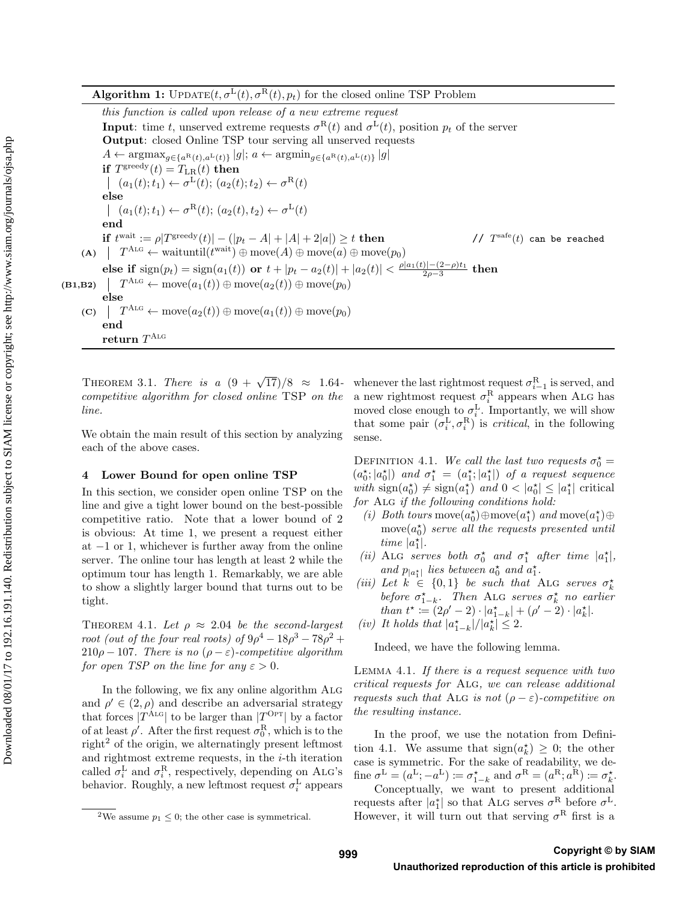**Algorithm 1:** UPDATE($t, \sigma^{\mathrm{L}}(t), \sigma^{\mathrm{R}}(t), p_t$) for the closed online TSP Problem

```
this function is called upon release of a new extreme request
Input: time t, unserved extreme requests σ^R(t) and σ^L(t), position p_t of the server
Output: closed Online TSP tour serving all unserved requests
A ← argmax_{g∈{a^R(t),a^L(t)}} |g|; a ← argmin_{g∈{a^R(t),a^L(t)}} |g|
if T^greedy(t) = T_LR(t) then
  | (a_1(t); t_1) ← σ^L(t); (a_2(t); t_2) ← σ^R(t)
else
  | (a_1(t); t_1) ← σ^R(t); (a_2(t), t_2) ← σ^L(t)
end
if t^wait := ρ|T^greedy(t)| − (|p_t − A| + |A| + 2|a|) ≥ t then        // T^safe(t) can be reached
(A)     | T^Alg ← waituntil(t^wait) ⊕ move(A) ⊕ move(a) ⊕ move(p_0)
else if sign(p_t) = sign(a_1(t)) or t + |p_t − a_2(t)| + |a_2(t)| < (ρ|a_1(t)| − (2−ρ)t_1)/(2ρ − 3) then
(B1,B2) | T^Alg ← move(a_1(t)) ⊕ move(a_2(t)) ⊕ move(p_0)
else
(C)     | T^Alg ← move(a_2(t)) ⊕ move(a_1(t)) ⊕ move(p_0)
end
return T^Alg
```

THEOREM 3.1. *There is a* $(9+\sqrt{17})/8 \approx 1.64$*-competitive algorithm for closed online* TSP *on the line.*

We obtain the main result of this section by analyzing each of the above cases.

## 4 Lower Bound for open online TSP

In this section, we consider open online TSP on the line and give a tight lower bound on the best-possible competitive ratio. Note that a lower bound of 2 is obvious: At time 1, we present a request either at $-1$ or 1, whichever is further away from the online server. The online tour has length at least 2 while the optimum tour has length 1. Remarkably, we are able to show a slightly larger bound that turns out to be tight.

THEOREM 4.1. *Let* $\rho \approx 2.04$ *be the second-largest root (out of the four real roots) of* $9\rho^4 - 18\rho^3 - 78\rho^2 + 210\rho - 107$*. There is no* $(\rho - \varepsilon)$*-competitive algorithm for open TSP on the line for any* $\varepsilon > 0$*.*

In the following, we fix any online algorithm ALG and $\rho' \in (2, \rho)$ and describe an adversarial strategy that forces $|T^{\mathrm{ALG}}|$ to be larger than $|T^{\mathrm{OPT}}|$ by a factor of at least $\rho'$. After the first request $\sigma_0^{\mathrm{R}}$, which is to the right[2] of the origin, we alternatingly present leftmost and rightmost extreme requests, in the $i$-th iteration called $\sigma_i^{\mathrm{L}}$ and $\sigma_i^{\mathrm{R}}$, respectively, depending on ALG's behavior. Roughly, a new leftmost request $\sigma_i^{\mathrm{L}}$ appears whenever the last rightmost request $\sigma_{i-1}^{\mathrm{R}}$ is served, and a new rightmost request $\sigma_i^{\mathrm{R}}$ appears when ALG has moved close enough to $\sigma_i^{\mathrm{L}}$. Importantly, we will show that some pair $(\sigma_i^{\mathrm{L}}, \sigma_i^{\mathrm{R}})$ is *critical*, in the following sense.

DEFINITION 4.1. *We call the last two requests* $\sigma_0^\star = (a_0^\star; |a_0^\star|)$ *and* $\sigma_1^\star = (a_1^\star; |a_1^\star|)$ *of a request sequence with* $\mathrm{sign}(a_0^\star) \neq \mathrm{sign}(a_1^\star)$ *and* $0 < |a_0^\star| \leq |a_1^\star|$ critical *for* ALG *if the following conditions hold:*

*(i) Both tours* $\mathrm{move}(a_0^\star) \oplus \mathrm{move}(a_1^\star)$ *and* $\mathrm{move}(a_1^\star) \oplus \mathrm{move}(a_0^\star)$ *serve all the requests presented until time* $|a_1^\star|$*.*

*(ii)* ALG *serves both* $\sigma_0^\star$ *and* $\sigma_1^\star$ *after time* $|a_1^\star|$*, and* $p_{|a_1^\star|}$ *lies between* $a_0^\star$ *and* $a_1^\star$*.*

*(iii) Let* $k \in \{0, 1\}$ *be such that* ALG *serves* $\sigma_k^\star$ *before* $\sigma_{1-k}^\star$*. Then* ALG *serves* $\sigma_k^\star$ *no earlier than* $t^\star := (2\rho' - 2) \cdot |a_{1-k}^\star| + (\rho' - 2) \cdot |a_k^\star|$*.*

*(iv) It holds that* $|a_{1-k}^\star| / |a_k^\star| \leq 2$*.*

Indeed, we have the following lemma.

LEMMA 4.1. *If there is a request sequence with two critical requests for* ALG*, we can release additional requests such that* ALG *is not* $(\rho - \varepsilon)$*-competitive on the resulting instance.*

In the proof, we use the notation from Definition 4.1. We assume that $\mathrm{sign}(a_k^\star) \geq 0$; the other case is symmetric. For the sake of readability, we define $\sigma^{\mathrm{L}} = (a^{\mathrm{L}}; -a^{\mathrm{L}}) := \sigma_{1-k}^\star$ and $\sigma^{\mathrm{R}} = (a^{\mathrm{R}}; a^{\mathrm{R}}) := \sigma_k^\star$.

Conceptually, we want to present additional requests after $|a_1^\star|$ so that ALG serves $\sigma^{\mathrm{R}}$ before $\sigma^{\mathrm{L}}$. However, it will turn out that serving $\sigma^{\mathrm{R}}$ first is a

[2] We assume $p_1 \leq 0$; the other case is symmetrical.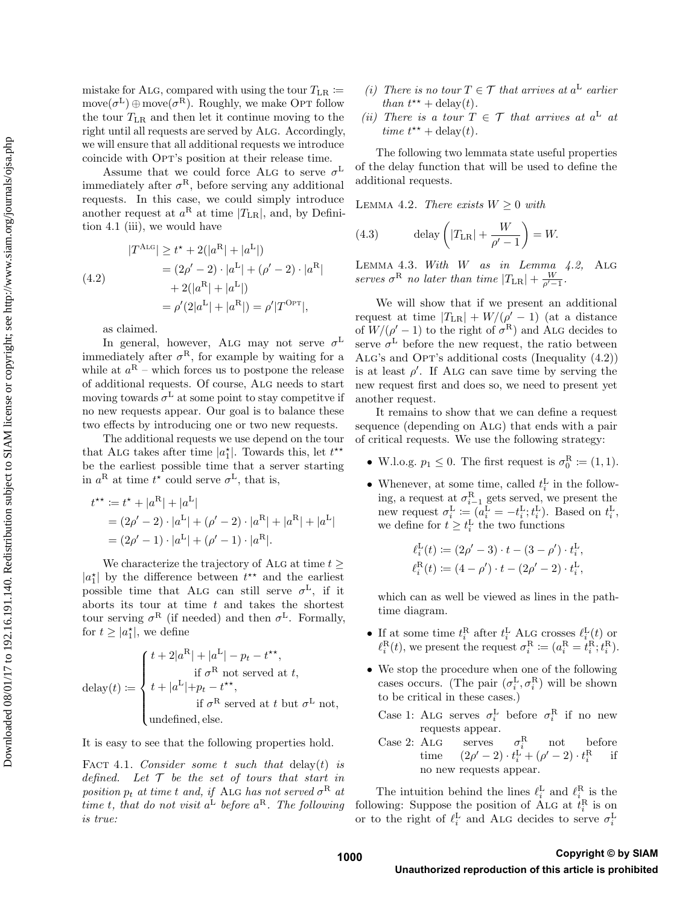mistake for ALG, compared with using the tour $T_{\text{LR}} := \text{move}(\sigma^{\text{L}}) \oplus \text{move}(\sigma^{\text{R}})$. Roughly, we make OPT follow the tour $T_{\text{LR}}$ and then let it continue moving to the right until all requests are served by ALG. Accordingly, we will ensure that all additional requests we introduce coincide with OPT's position at their release time.

Assume that we could force ALG to serve $\sigma^{\text{L}}$ immediately after $\sigma^{\text{R}}$, before serving any additional requests. In this case, we could simply introduce another request at $a^{\text{R}}$ at time $|T_{\text{LR}}|$, and, by Definition 4.1 (iii), we would have

$$
\begin{aligned}
|T^{\text{ALG}}| &\geq t^\star + 2(|a^{\text{R}}| + |a^{\text{L}}|) \\
&= (2\rho' - 2) \cdot |a^{\text{L}}| + (\rho' - 2) \cdot |a^{\text{R}}| \\
&\quad + 2(|a^{\text{R}}| + |a^{\text{L}}|) \\
&= \rho'(2|a^{\text{L}}| + |a^{\text{R}}|) = \rho'|T^{\text{OPT}}|,
\end{aligned}
\tag{4.2}
$$

as claimed.

In general, however, ALG may not serve $\sigma^{\text{L}}$ immediately after $\sigma^{\text{R}}$, for example by waiting for a while at $a^{\text{R}}$ – which forces us to postpone the release of additional requests. Of course, ALG needs to start moving towards $\sigma^{\text{L}}$ at some point to stay competitve if no new requests appear. Our goal is to balance these two effects by introducing one or two new requests.

The additional requests we use depend on the tour that ALG takes after time $|a_1^\star|$. Towards this, let $t^{\star\star}$ be the earliest possible time that a server starting in $a^{\text{R}}$ at time $t^\star$ could serve $\sigma^{\text{L}}$, that is,

$$
\begin{aligned}
t^{\star\star} &:= t^\star + |a^{\text{R}}| + |a^{\text{L}}| \\
&= (2\rho' - 2) \cdot |a^{\text{L}}| + (\rho' - 2) \cdot |a^{\text{R}}| + |a^{\text{R}}| + |a^{\text{L}}| \\
&= (2\rho' - 1) \cdot |a^{\text{L}}| + (\rho' - 1) \cdot |a^{\text{R}}|.
\end{aligned}
$$

We characterize the trajectory of ALG at time $t \geq |a_1^\star|$ by the difference between $t^{\star\star}$ and the earliest possible time that ALG can still serve $\sigma^{\text{L}}$, if it aborts its tour at time $t$ and takes the shortest tour serving $\sigma^{\text{R}}$ (if needed) and then $\sigma^{\text{L}}$. Formally, for $t \geq |a_1^\star|$, we define

$$
\text{delay}(t) := \begin{cases}
t + 2|a^{\text{R}}| + |a^{\text{L}}| - p_t - t^{\star\star}, & \text{if } \sigma^{\text{R}} \text{ not served at } t, \\
t + |a^{\text{L}}| + p_t - t^{\star\star}, & \text{if } \sigma^{\text{R}} \text{ served at } t \text{ but } \sigma^{\text{L}} \text{ not}, \\
\text{undefined, else.}
\end{cases}
$$

It is easy to see that the following properties hold.

FACT 4.1. *Consider some $t$ such that $\text{delay}(t)$ is defined. Let $\mathcal{T}$ be the set of tours that start in position $p_t$ at time $t$ and, if* ALG *has not served $\sigma^{\text{R}}$ at time $t$, that do not visit $a^{\text{L}}$ before $a^{\text{R}}$. The following is true:*

*(i) There is no tour $T \in \mathcal{T}$ that arrives at $a^{\text{L}}$ earlier than $t^{\star\star} + \text{delay}(t)$.*

*(ii) There is a tour $T \in \mathcal{T}$ that arrives at $a^{\text{L}}$ at time $t^{\star\star} + \text{delay}(t)$.*

The following two lemmata state useful properties of the delay function that will be used to define the additional requests.

LEMMA 4.2. *There exists $W \geq 0$ with*

$$
\text{delay}\left(|T_{\text{LR}}| + \frac{W}{\rho' - 1}\right) = W. \tag{4.3}
$$

LEMMA 4.3. *With $W$ as in Lemma 4.2,* ALG *serves $\sigma^{\text{R}}$ no later than time $|T_{\text{LR}}| + \frac{W}{\rho'-1}$.*

We will show that if we present an additional request at time $|T_{\text{LR}}| + W/(\rho' - 1)$ (at a distance of $W/(\rho' - 1)$ to the right of $\sigma^{\text{R}}$) and ALG decides to serve $\sigma^{\text{L}}$ before the new request, the ratio between ALG's and OPT's additional costs (Inequality (4.2)) is at least $\rho'$. If ALG can save time by serving the new request first and does so, we need to present yet another request.

It remains to show that we can define a request sequence (depending on ALG) that ends with a pair of critical requests. We use the following strategy:

- W.l.o.g. $p_1 \leq 0$. The first request is $\sigma_0^{\text{R}} := (1, 1)$.
- Whenever, at some time, called $t_i^{\text{L}}$ in the following, a request at $\sigma_{i-1}^{\text{R}}$ gets served, we present the new request $\sigma_i^{\text{L}} := (a_i^{\text{L}} = -t_i^{\text{L}}; t_i^{\text{L}})$. Based on $t_i^{\text{L}}$, we define for $t \geq t_i^{\text{L}}$ the two functions

  $$
  \begin{aligned}
  \ell_i^{\text{L}}(t) &:= (2\rho' - 3) \cdot t - (3 - \rho') \cdot t_i^{\text{L}}, \\
  \ell_i^{\text{R}}(t) &:= (4 - \rho') \cdot t - (2\rho' - 2) \cdot t_i^{\text{L}},
  \end{aligned}
  $$

  which can as well be viewed as lines in the path-time diagram.
- If at some time $t_i^{\text{R}}$ after $t_i^{\text{L}}$ ALG crosses $\ell_i^{\text{L}}(t)$ or $\ell_i^{\text{R}}(t)$, we present the request $\sigma_i^{\text{R}} := (a_i^{\text{R}} = t_i^{\text{R}}; t_i^{\text{R}})$.
- We stop the procedure when one of the following cases occurs. (The pair $(\sigma_i^{\text{L}}, \sigma_i^{\text{R}})$ will be shown to be critical in these cases.)

  Case 1: ALG serves $\sigma_i^{\text{L}}$ before $\sigma_i^{\text{R}}$ if no new requests appear.

  Case 2: ALG serves $\sigma_i^{\text{R}}$ not before time $(2\rho' - 2) \cdot t_i^{\text{L}} + (\rho' - 2) \cdot t_i^{\text{R}}$ if no new requests appear.

The intuition behind the lines $\ell_i^{\text{L}}$ and $\ell_i^{\text{R}}$ is the following: Suppose the position of ALG at $t_i^{\text{R}}$ is on or to the right of $\ell_i^{\text{L}}$ and ALG decides to serve $\sigma_i^{\text{L}}$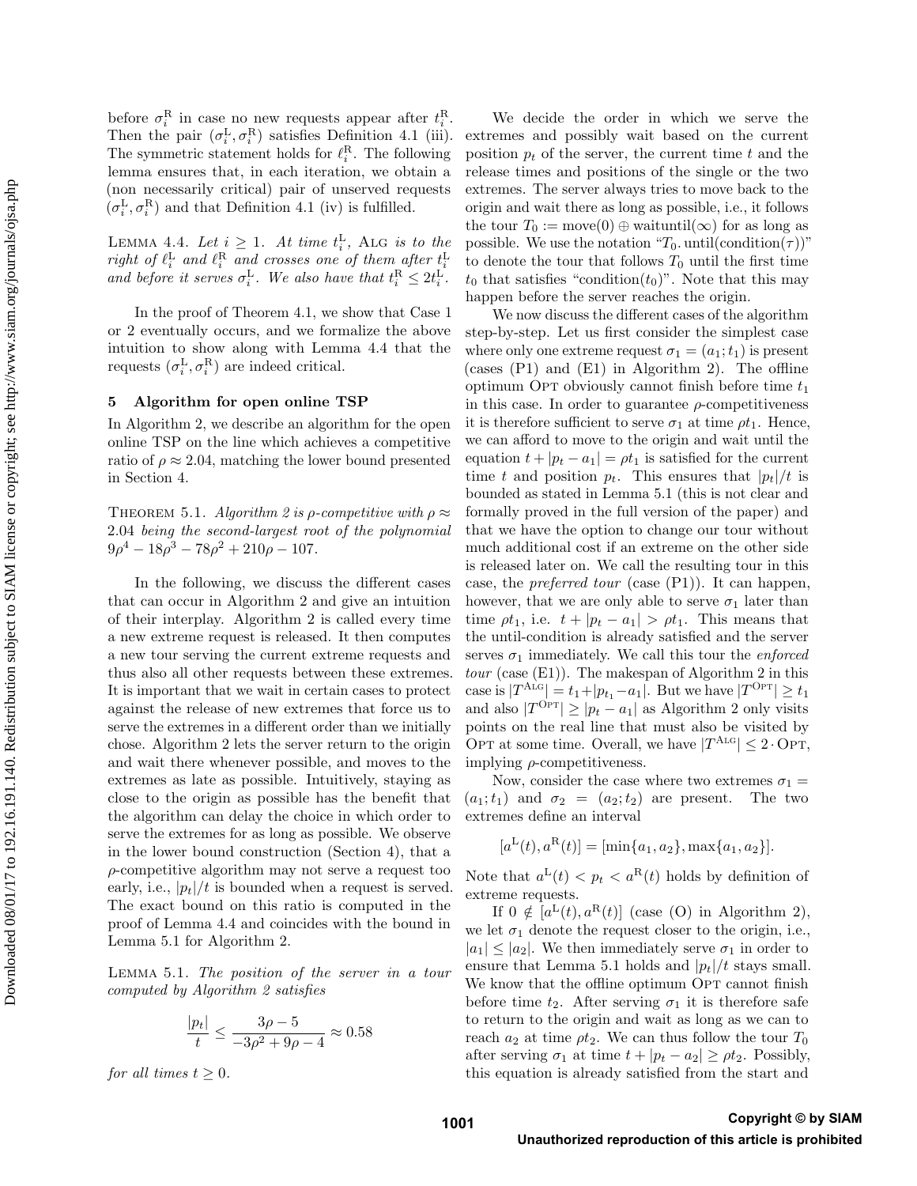before $\sigma_i^R$ in case no new requests appear after $t_i^R$. Then the pair $(\sigma_i^L, \sigma_i^R)$ satisfies Definition 4.1 (iii). The symmetric statement holds for $\ell_i^R$. The following lemma ensures that, in each iteration, we obtain a (non necessarily critical) pair of unserved requests $(\sigma_i^L, \sigma_i^R)$ and that Definition 4.1 (iv) is fulfilled.

Lemma 4.4. *Let $i \geq 1$. At time $t_i^L$, Alg is to the right of $\ell_i^L$ and $\ell_i^R$ and crosses one of them after $t_i^L$ and before it serves $\sigma_i^L$. We also have that $t_i^R \leq 2t_i^L$.*

In the proof of Theorem 4.1, we show that Case 1 or 2 eventually occurs, and we formalize the above intuition to show along with Lemma 4.4 that the requests $(\sigma_i^L, \sigma_i^R)$ are indeed critical.

## 5 Algorithm for open online TSP

In Algorithm 2, we describe an algorithm for the open online TSP on the line which achieves a competitive ratio of $\rho \approx 2.04$, matching the lower bound presented in Section 4.

Theorem 5.1. *Algorithm 2 is $\rho$-competitive with $\rho \approx 2.04$ being the second-largest root of the polynomial $9\rho^4 - 18\rho^3 - 78\rho^2 + 210\rho - 107$.*

In the following, we discuss the different cases that can occur in Algorithm 2 and give an intuition of their interplay. Algorithm 2 is called every time a new extreme request is released. It then computes a new tour serving the current extreme requests and thus also all other requests between these extremes. It is important that we wait in certain cases to protect against the release of new extremes that force us to serve the extremes in a different order than we initially chose. Algorithm 2 lets the server return to the origin and wait there whenever possible, and moves to the extremes as late as possible. Intuitively, staying as close to the origin as possible has the benefit that the algorithm can delay the choice in which order to serve the extremes for as long as possible. We observe in the lower bound construction (Section 4), that a $\rho$-competitive algorithm may not serve a request too early, i.e., $|p_t|/t$ is bounded when a request is served. The exact bound on this ratio is computed in the proof of Lemma 4.4 and coincides with the bound in Lemma 5.1 for Algorithm 2.

Lemma 5.1. *The position of the server in a tour computed by Algorithm 2 satisfies*

$$\frac{|p_t|}{t} \leq \frac{3\rho - 5}{-3\rho^2 + 9\rho - 4} \approx 0.58$$

*for all times $t \geq 0$.*

We decide the order in which we serve the extremes and possibly wait based on the current position $p_t$ of the server, the current time $t$ and the release times and positions of the single or the two extremes. The server always tries to move back to the origin and wait there as long as possible, i.e., it follows the tour $T_0 := \text{move}(0) \oplus \text{waituntil}(\infty)$ for as long as possible. We use the notation "$T_0.\text{until}(\text{condition}(\tau))$" to denote the tour that follows $T_0$ until the first time $t_0$ that satisfies "condition($t_0$)". Note that this may happen before the server reaches the origin.

We now discuss the different cases of the algorithm step-by-step. Let us first consider the simplest case where only one extreme request $\sigma_1 = (a_1; t_1)$ is present (cases (P1) and (E1) in Algorithm 2). The offline optimum Opt obviously cannot finish before time $t_1$ in this case. In order to guarantee $\rho$-competitiveness it is therefore sufficient to serve $\sigma_1$ at time $\rho t_1$. Hence, we can afford to move to the origin and wait until the equation $t + |p_t - a_1| = \rho t_1$ is satisfied for the current time $t$ and position $p_t$. This ensures that $|p_t|/t$ is bounded as stated in Lemma 5.1 (this is not clear and formally proved in the full version of the paper) and that we have the option to change our tour without much additional cost if an extreme on the other side is released later on. We call the resulting tour in this case, the *preferred tour* (case (P1)). It can happen, however, that we are only able to serve $\sigma_1$ later than time $\rho t_1$, i.e. $t + |p_t - a_1| > \rho t_1$. This means that the until-condition is already satisfied and the server serves $\sigma_1$ immediately. We call this tour the *enforced tour* (case (E1)). The makespan of Algorithm 2 in this case is $|T^{\text{Alg}}| = t_1 + |p_{t_1} - a_1|$. But we have $|T^{\text{Opt}}| \geq t_1$ and also $|T^{\text{Opt}}| \geq |p_t - a_1|$ as Algorithm 2 only visits points on the real line that must also be visited by Opt at some time. Overall, we have $|T^{\text{Alg}}| \leq 2 \cdot \text{Opt}$, implying $\rho$-competitiveness.

Now, consider the case where two extremes $\sigma_1 = (a_1; t_1)$ and $\sigma_2 = (a_2; t_2)$ are present. The two extremes define an interval

$$[a^L(t), a^R(t)] = [\min\{a_1, a_2\}, \max\{a_1, a_2\}].$$

Note that $a^L(t) < p_t < a^R(t)$ holds by definition of extreme requests.

If $0 \notin [a^L(t), a^R(t)]$ (case (O) in Algorithm 2), we let $\sigma_1$ denote the request closer to the origin, i.e., $|a_1| \leq |a_2|$. We then immediately serve $\sigma_1$ in order to ensure that Lemma 5.1 holds and $|p_t|/t$ stays small. We know that the offline optimum Opt cannot finish before time $t_2$. After serving $\sigma_1$ it is therefore safe to return to the origin and wait as long as we can to reach $a_2$ at time $\rho t_2$. We can thus follow the tour $T_0$ after serving $\sigma_1$ at time $t + |p_t - a_2| \geq \rho t_2$. Possibly, this equation is already satisfied from the start and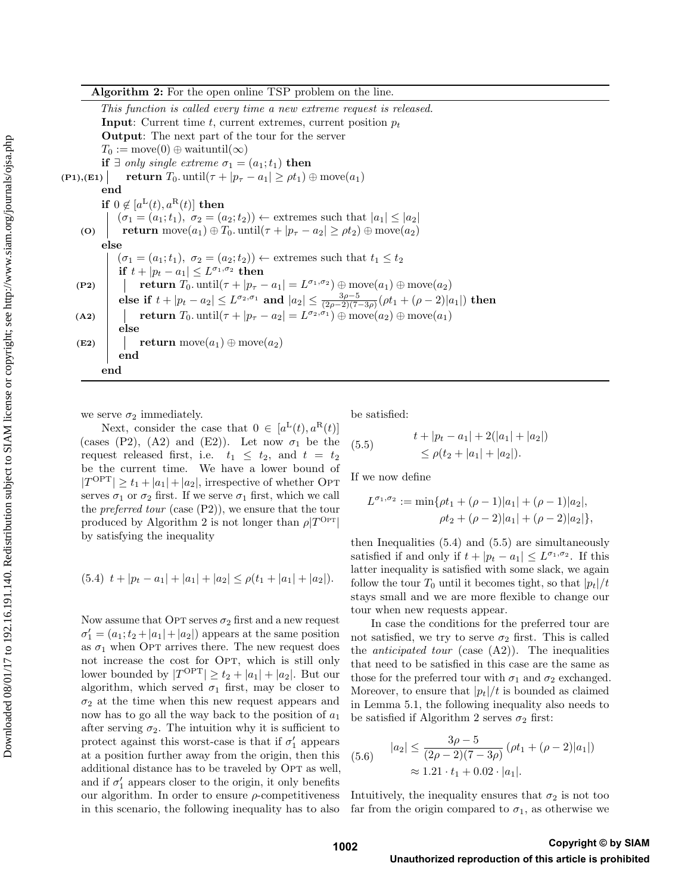**Algorithm 2:** For the open online TSP problem on the line.

```
This function is called every time a new extreme request is released.
Input: Current time t, current extremes, current position p_t
Output: The next part of the tour for the server
T_0 := move(0) ⊕ waituntil(∞)
if ∃ only single extreme σ_1 = (a_1; t_1) then
(P1),(E1) | return T_0.until(τ + |p_τ − a_1| ≥ ρt_1) ⊕ move(a_1)
end
if 0 ∉ [a^L(t), a^R(t)] then
    (σ_1 = (a_1; t_1), σ_2 = (a_2; t_2)) ← extremes such that |a_1| ≤ |a_2|
(O) return move(a_1) ⊕ T_0.until(τ + |p_τ − a_2| ≥ ρt_2) ⊕ move(a_2)
else
    (σ_1 = (a_1; t_1), σ_2 = (a_2; t_2)) ← extremes such that t_1 ≤ t_2
    if t + |p_t − a_1| ≤ L^{σ_1,σ_2} then
(P2)    return T_0.until(τ + |p_τ − a_1| = L^{σ_1,σ_2}) ⊕ move(a_1) ⊕ move(a_2)
    else if t + |p_t − a_2| ≤ L^{σ_2,σ_1} and |a_2| ≤ (3ρ−5)/((2ρ−2)(7−3ρ)) (ρt_1 + (ρ−2)|a_1|) then
(A2)    return T_0.until(τ + |p_τ − a_2| = L^{σ_2,σ_1}) ⊕ move(a_2) ⊕ move(a_1)
    else
(E2)    return move(a_1) ⊕ move(a_2)
    end
end
```

we serve $\sigma_2$ immediately.

Next, consider the case that $0 \in [a^{\mathrm{L}}(t), a^{\mathrm{R}}(t)]$ (cases (P2), (A2) and (E2)). Let now $\sigma_1$ be the request released first, i.e. $t_1 \leq t_2$, and $t = t_2$ be the current time. We have a lower bound of $|T^{\mathrm{OPT}}| \geq t_1 + |a_1| + |a_2|$, irrespective of whether OPT serves $\sigma_1$ or $\sigma_2$ first. If we serve $\sigma_1$ first, which we call the *preferred tour* (case (P2)), we ensure that the tour produced by Algorithm 2 is not longer than $\rho|T^{\mathrm{OPT}}|$ by satisfying the inequality

$$(5.4)\quad t + |p_t - a_1| + |a_1| + |a_2| \leq \rho(t_1 + |a_1| + |a_2|).$$

Now assume that OPT serves $\sigma_2$ first and a new request $\sigma_1' = (a_1; t_2 + |a_1| + |a_2|)$ appears at the same position as $\sigma_1$ when OPT arrives there. The new request does not increase the cost for OPT, which is still only lower bounded by $|T^{\mathrm{OPT}}| \geq t_2 + |a_1| + |a_2|$. But our algorithm, which served $\sigma_1$ first, may be closer to $\sigma_2$ at the time when this new request appears and now has to go all the way back to the position of $a_1$ after serving $\sigma_2$. The intuition why it is sufficient to protect against this worst-case is that if $\sigma_1'$ appears at a position further away from the origin, then this additional distance has to be traveled by OPT as well, and if $\sigma_1'$ appears closer to the origin, it only benefits our algorithm. In order to ensure $\rho$-competitiveness in this scenario, the following inequality has to also be satisfied:

$$(5.5)\quad \begin{aligned} &t + |p_t - a_1| + 2(|a_1| + |a_2|) \\ &\quad \leq \rho(t_2 + |a_1| + |a_2|). \end{aligned}$$

If we now define

$$\begin{aligned} L^{\sigma_1,\sigma_2} := \min\{&\rho t_1 + (\rho-1)|a_1| + (\rho-1)|a_2|, \\ &\rho t_2 + (\rho-2)|a_1| + (\rho-2)|a_2|\}, \end{aligned}$$

then Inequalities (5.4) and (5.5) are simultaneously satisfied if and only if $t + |p_t - a_1| \leq L^{\sigma_1,\sigma_2}$. If this latter inequality is satisfied with some slack, we again follow the tour $T_0$ until it becomes tight, so that $|p_t|/t$ stays small and we are more flexible to change our tour when new requests appear.

In case the conditions for the preferred tour are not satisfied, we try to serve $\sigma_2$ first. This is called the *anticipated tour* (case (A2)). The inequalities that need to be satisfied in this case are the same as those for the preferred tour with $\sigma_1$ and $\sigma_2$ exchanged. Moreover, to ensure that $|p_t|/t$ is bounded as claimed in Lemma 5.1, the following inequality also needs to be satisfied if Algorithm 2 serves $\sigma_2$ first:

$$(5.6)\quad \begin{aligned} |a_2| &\leq \frac{3\rho - 5}{(2\rho - 2)(7 - 3\rho)}\left(\rho t_1 + (\rho - 2)|a_1|\right) \\ &\approx 1.21 \cdot t_1 + 0.02 \cdot |a_1|. \end{aligned}$$

Intuitively, the inequality ensures that $\sigma_2$ is not too far from the origin compared to $\sigma_1$, as otherwise we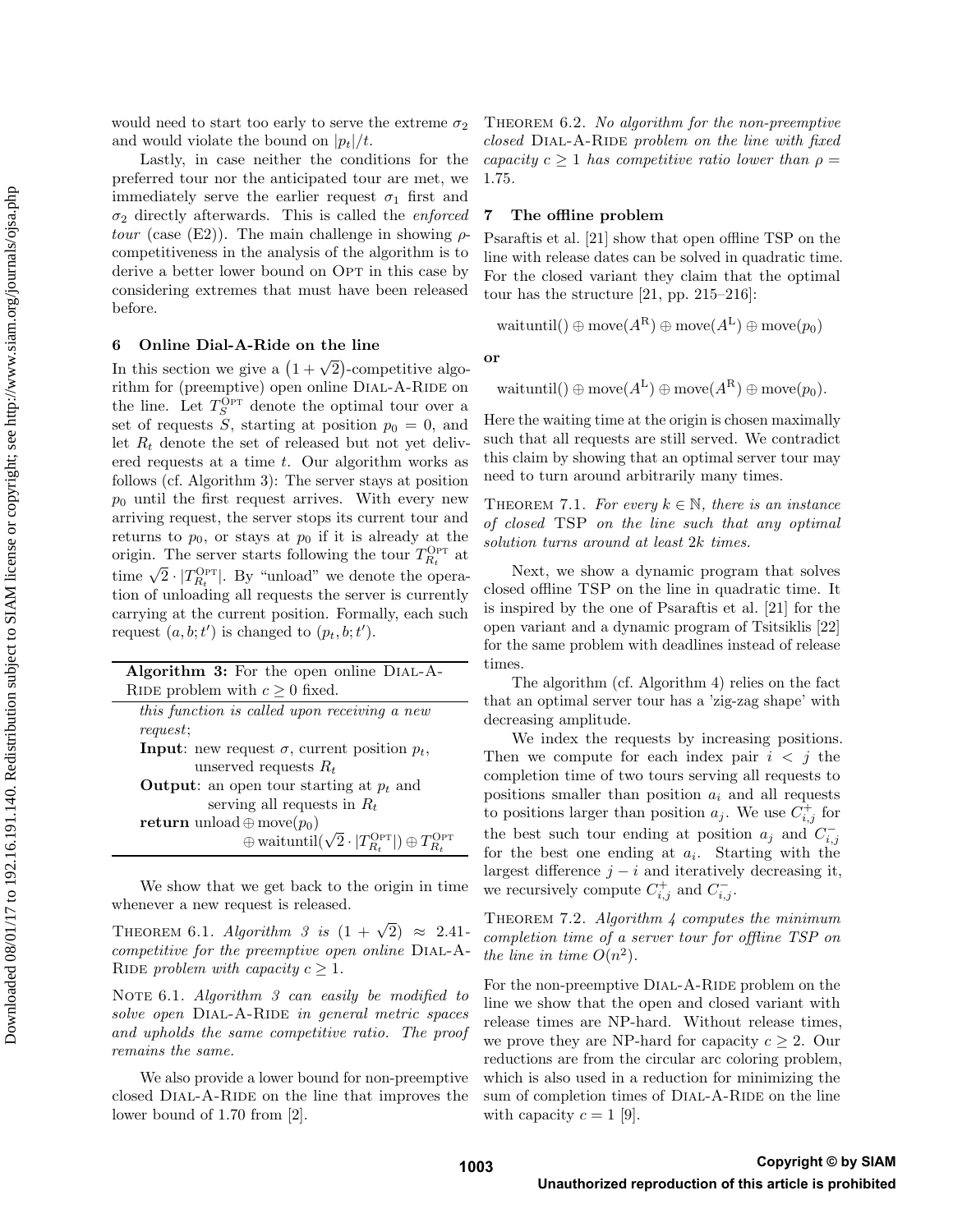would need to start too early to serve the extreme $\sigma_2$ and would violate the bound on $|p_t|/t$.

Lastly, in case neither the conditions for the preferred tour nor the anticipated tour are met, we immediately serve the earlier request $\sigma_1$ first and $\sigma_2$ directly afterwards. This is called the *enforced tour* (case (E2)). The main challenge in showing $\rho$-competitiveness in the analysis of the algorithm is to derive a better lower bound on OPT in this case by considering extremes that must have been released before.

## 6 Online Dial-A-Ride on the line

In this section we give a $(1+\sqrt{2})$-competitive algorithm for (preemptive) open online DIAL-A-RIDE on the line. Let $T_S^{\text{OPT}}$ denote the optimal tour over a set of requests $S$, starting at position $p_0 = 0$, and let $R_t$ denote the set of released but not yet delivered requests at a time $t$. Our algorithm works as follows (cf. Algorithm 3): The server stays at position $p_0$ until the first request arrives. With every new arriving request, the server stops its current tour and returns to $p_0$, or stays at $p_0$ if it is already at the origin. The server starts following the tour $T_{R_t}^{\text{OPT}}$ at time $\sqrt{2} \cdot |T_{R_t}^{\text{OPT}}|$. By "unload" we denote the operation of unloading all requests the server is currently carrying at the current position. Formally, each such request $(a, b; t')$ is changed to $(p_t, b; t')$.

---

**Algorithm 3:** For the open online DIAL-A-RIDE problem with $c \geq 0$ fixed.

*this function is called upon receiving a new request*;

**Input**: new request $\sigma$, current position $p_t$, unserved requests $R_t$

**Output**: an open tour starting at $p_t$ and serving all requests in $R_t$

**return** unload $\oplus$ move$(p_0)$ $\oplus$ waituntil$(\sqrt{2} \cdot |T_{R_t}^{\text{OPT}}|) \oplus T_{R_t}^{\text{OPT}}$

---

We show that we get back to the origin in time whenever a new request is released.

THEOREM 6.1. *Algorithm 3 is $(1+\sqrt{2}) \approx 2.41$-competitive for the preemptive open online* DIAL-A-RIDE *problem with capacity $c \geq 1$.*

NOTE 6.1. *Algorithm 3 can easily be modified to solve open* DIAL-A-RIDE *in general metric spaces and upholds the same competitive ratio. The proof remains the same.*

We also provide a lower bound for non-preemptive closed DIAL-A-RIDE on the line that improves the lower bound of 1.70 from [2].

THEOREM 6.2. *No algorithm for the non-preemptive closed* DIAL-A-RIDE *problem on the line with fixed capacity $c \geq 1$ has competitive ratio lower than $\rho = 1.75$.*

## 7 The offline problem

Psaraftis et al. [21] show that open offline TSP on the line with release dates can be solved in quadratic time. For the closed variant they claim that the optimal tour has the structure [21, pp. 215–216]:

$$\text{waituntil}() \oplus \text{move}(A^{\text{R}}) \oplus \text{move}(A^{\text{L}}) \oplus \text{move}(p_0)$$

**or**

$$\text{waituntil}() \oplus \text{move}(A^{\text{L}}) \oplus \text{move}(A^{\text{R}}) \oplus \text{move}(p_0).$$

Here the waiting time at the origin is chosen maximally such that all requests are still served. We contradict this claim by showing that an optimal server tour may need to turn around arbitrarily many times.

THEOREM 7.1. *For every $k \in \mathbb{N}$, there is an instance of closed* TSP *on the line such that any optimal solution turns around at least $2k$ times.*

Next, we show a dynamic program that solves closed offline TSP on the line in quadratic time. It is inspired by the one of Psaraftis et al. [21] for the open variant and a dynamic program of Tsitsiklis [22] for the same problem with deadlines instead of release times.

The algorithm (cf. Algorithm 4) relies on the fact that an optimal server tour has a 'zig-zag shape' with decreasing amplitude.

We index the requests by increasing positions. Then we compute for each index pair $i < j$ the completion time of two tours serving all requests to positions smaller than position $a_i$ and all requests to positions larger than position $a_j$. We use $C_{i,j}^{+}$ for the best such tour ending at position $a_j$ and $C_{i,j}^{-}$ for the best one ending at $a_i$. Starting with the largest difference $j - i$ and iteratively decreasing it, we recursively compute $C_{i,j}^{+}$ and $C_{i,j}^{-}$.

THEOREM 7.2. *Algorithm 4 computes the minimum completion time of a server tour for offline TSP on the line in time $O(n^2)$.*

For the non-preemptive DIAL-A-RIDE problem on the line we show that the open and closed variant with release times are NP-hard. Without release times, we prove they are NP-hard for capacity $c \geq 2$. Our reductions are from the circular arc coloring problem, which is also used in a reduction for minimizing the sum of completion times of DIAL-A-RIDE on the line with capacity $c = 1$ [9].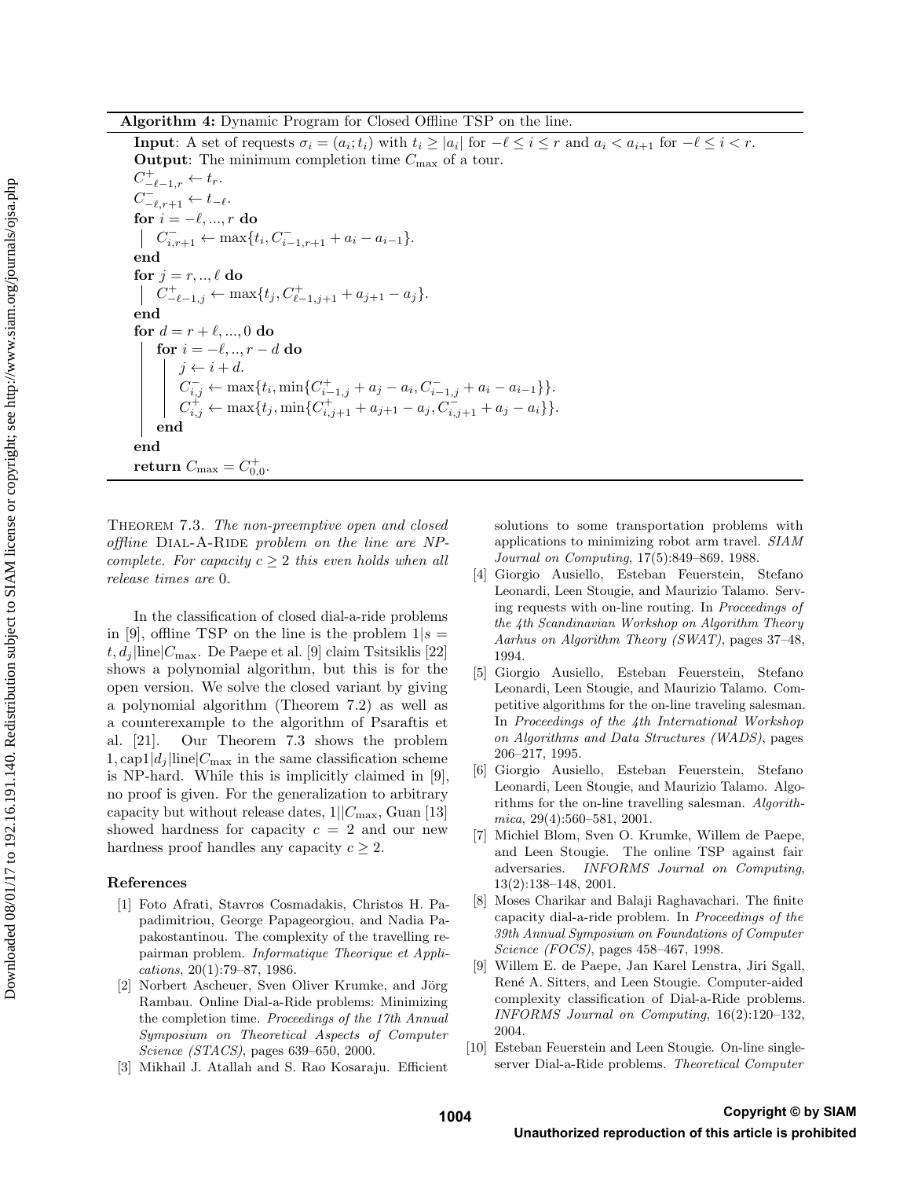**Algorithm 4:** Dynamic Program for Closed Offline TSP on the line.

**Input**: A set of requests $\sigma_i = (a_i; t_i)$ with $t_i \geq |a_i|$ for $-\ell \leq i \leq r$ and $a_i < a_{i+1}$ for $-\ell \leq i < r$.
**Output**: The minimum completion time $C_{\max}$ of a tour.

```
C^+_{-ℓ-1,r} ← t_r.
C^-_{-ℓ,r+1} ← t_{-ℓ}.
for i = -ℓ, ..., r do
    C^-_{i,r+1} ← max{t_i, C^-_{i-1,r+1} + a_i − a_{i-1}}.
end
for j = r, .., ℓ do
    C^+_{-ℓ-1,j} ← max{t_j, C^+_{ℓ-1,j+1} + a_{j+1} − a_j}.
end
for d = r + ℓ, ..., 0 do
    for i = -ℓ, .., r − d do
        j ← i + d.
        C^-_{i,j} ← max{t_i, min{C^+_{i-1,j} + a_j − a_i, C^-_{i-1,j} + a_i − a_{i-1}}}.
        C^+_{i,j} ← max{t_j, min{C^+_{i,j+1} + a_{j+1} − a_j, C^-_{i,j+1} + a_j − a_i}}.
    end
end
return C_max = C^+_{0,0}.
```

THEOREM 7.3. *The non-preemptive open and closed offline* DIAL-A-RIDE *problem on the line are NP-complete. For capacity $c \geq 2$ this even holds when all release times are* 0.

In the classification of closed dial-a-ride problems in [9], offline TSP on the line is the problem $1|s = t, d_j|\text{line}|C_{\max}$. De Paepe et al. [9] claim Tsitsiklis [22] shows a polynomial algorithm, but this is for the open version. We solve the closed variant by giving a polynomial algorithm (Theorem 7.2) as well as a counterexample to the algorithm of Psaraftis et al. [21]. Our Theorem 7.3 shows the problem $1, \text{cap}1|d_j|\text{line}|C_{\max}$ in the same classification scheme is NP-hard. While this is implicitly claimed in [9], no proof is given. For the generalization to arbitrary capacity but without release dates, $1||C_{\max}$, Guan [13] showed hardness for capacity $c = 2$ and our new hardness proof handles any capacity $c \geq 2$.

## References

[1] Foto Afrati, Stavros Cosmadakis, Christos H. Papadimitriou, George Papageorgiou, and Nadia Papakostantinou. The complexity of the travelling repairman problem. *Informatique Theorique et Applications*, 20(1):79–87, 1986.

[2] Norbert Ascheuer, Sven Oliver Krumke, and Jörg Rambau. Online Dial-a-Ride problems: Minimizing the completion time. *Proceedings of the 17th Annual Symposium on Theoretical Aspects of Computer Science (STACS)*, pages 639–650, 2000.

[3] Mikhail J. Atallah and S. Rao Kosaraju. Efficient solutions to some transportation problems with applications to minimizing robot arm travel. *SIAM Journal on Computing*, 17(5):849–869, 1988.

[4] Giorgio Ausiello, Esteban Feuerstein, Stefano Leonardi, Leen Stougie, and Maurizio Talamo. Serving requests with on-line routing. In *Proceedings of the 4th Scandinavian Workshop on Algorithm Theory Aarhus on Algorithm Theory (SWAT)*, pages 37–48, 1994.

[5] Giorgio Ausiello, Esteban Feuerstein, Stefano Leonardi, Leen Stougie, and Maurizio Talamo. Competitive algorithms for the on-line traveling salesman. In *Proceedings of the 4th International Workshop on Algorithms and Data Structures (WADS)*, pages 206–217, 1995.

[6] Giorgio Ausiello, Esteban Feuerstein, Stefano Leonardi, Leen Stougie, and Maurizio Talamo. Algorithms for the on-line travelling salesman. *Algorithmica*, 29(4):560–581, 2001.

[7] Michiel Blom, Sven O. Krumke, Willem de Paepe, and Leen Stougie. The online TSP against fair adversaries. *INFORMS Journal on Computing*, 13(2):138–148, 2001.

[8] Moses Charikar and Balaji Raghavachari. The finite capacity dial-a-ride problem. In *Proceedings of the 39th Annual Symposium on Foundations of Computer Science (FOCS)*, pages 458–467, 1998.

[9] Willem E. de Paepe, Jan Karel Lenstra, Jiri Sgall, René A. Sitters, and Leen Stougie. Computer-aided complexity classification of Dial-a-Ride problems. *INFORMS Journal on Computing*, 16(2):120–132, 2004.

[10] Esteban Feuerstein and Leen Stougie. On-line single-server Dial-a-Ride problems. *Theoretical Computer*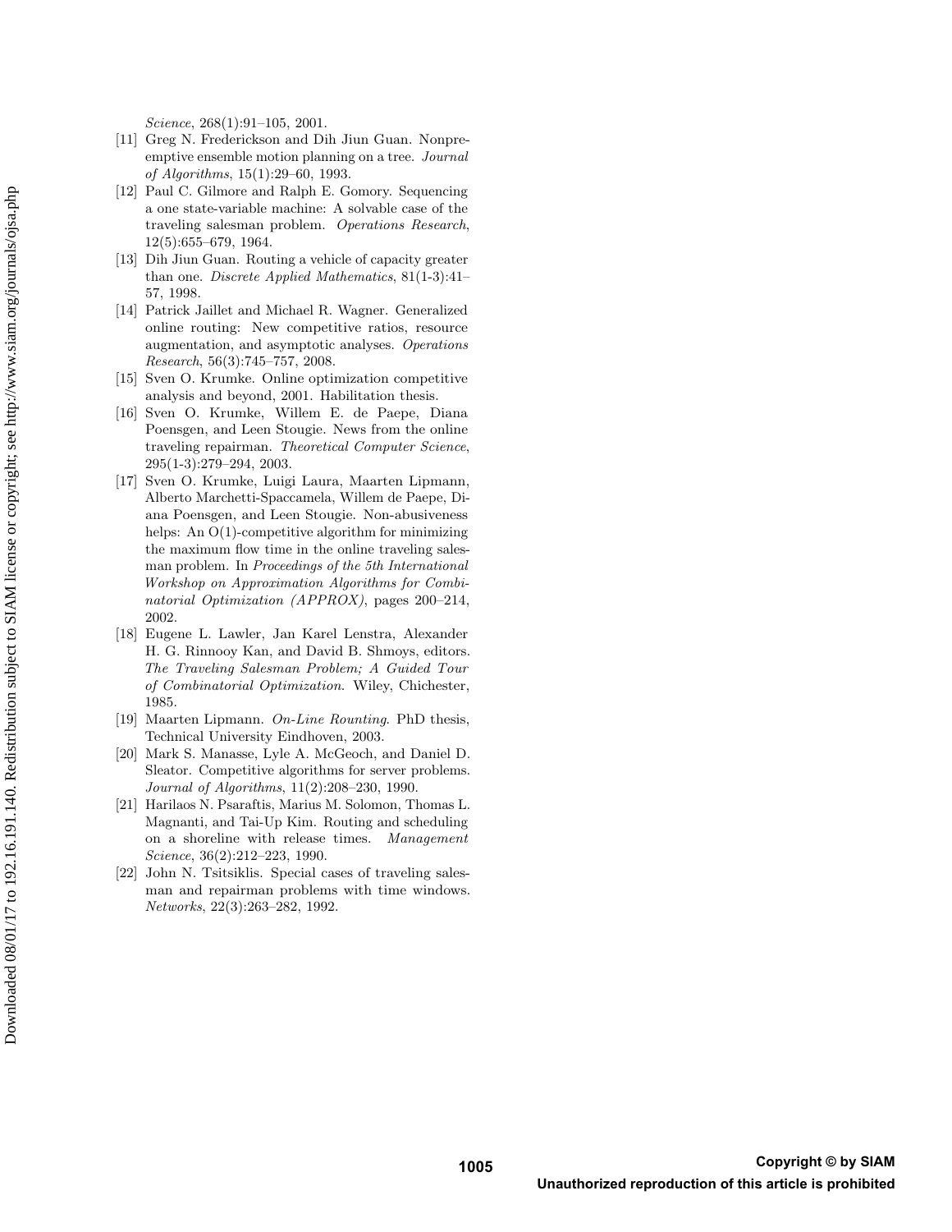*Science*, 268(1):91–105, 2001.

[11] Greg N. Frederickson and Dih Jiun Guan. Nonpreemptive ensemble motion planning on a tree. *Journal of Algorithms*, 15(1):29–60, 1993.

[12] Paul C. Gilmore and Ralph E. Gomory. Sequencing a one state-variable machine: A solvable case of the traveling salesman problem. *Operations Research*, 12(5):655–679, 1964.

[13] Dih Jiun Guan. Routing a vehicle of capacity greater than one. *Discrete Applied Mathematics*, 81(1-3):41–57, 1998.

[14] Patrick Jaillet and Michael R. Wagner. Generalized online routing: New competitive ratios, resource augmentation, and asymptotic analyses. *Operations Research*, 56(3):745–757, 2008.

[15] Sven O. Krumke. Online optimization competitive analysis and beyond, 2001. Habilitation thesis.

[16] Sven O. Krumke, Willem E. de Paepe, Diana Poensgen, and Leen Stougie. News from the online traveling repairman. *Theoretical Computer Science*, 295(1-3):279–294, 2003.

[17] Sven O. Krumke, Luigi Laura, Maarten Lipmann, Alberto Marchetti-Spaccamela, Willem de Paepe, Diana Poensgen, and Leen Stougie. Non-abusiveness helps: An O(1)-competitive algorithm for minimizing the maximum flow time in the online traveling salesman problem. In *Proceedings of the 5th International Workshop on Approximation Algorithms for Combinatorial Optimization (APPROX)*, pages 200–214, 2002.

[18] Eugene L. Lawler, Jan Karel Lenstra, Alexander H. G. Rinnooy Kan, and David B. Shmoys, editors. *The Traveling Salesman Problem; A Guided Tour of Combinatorial Optimization*. Wiley, Chichester, 1985.

[19] Maarten Lipmann. *On-Line Rounting*. PhD thesis, Technical University Eindhoven, 2003.

[20] Mark S. Manasse, Lyle A. McGeoch, and Daniel D. Sleator. Competitive algorithms for server problems. *Journal of Algorithms*, 11(2):208–230, 1990.

[21] Harilaos N. Psaraftis, Marius M. Solomon, Thomas L. Magnanti, and Tai-Up Kim. Routing and scheduling on a shoreline with release times. *Management Science*, 36(2):212–223, 1990.

[22] John N. Tsitsiklis. Special cases of traveling salesman and repairman problems with time windows. *Networks*, 22(3):263–282, 1992.